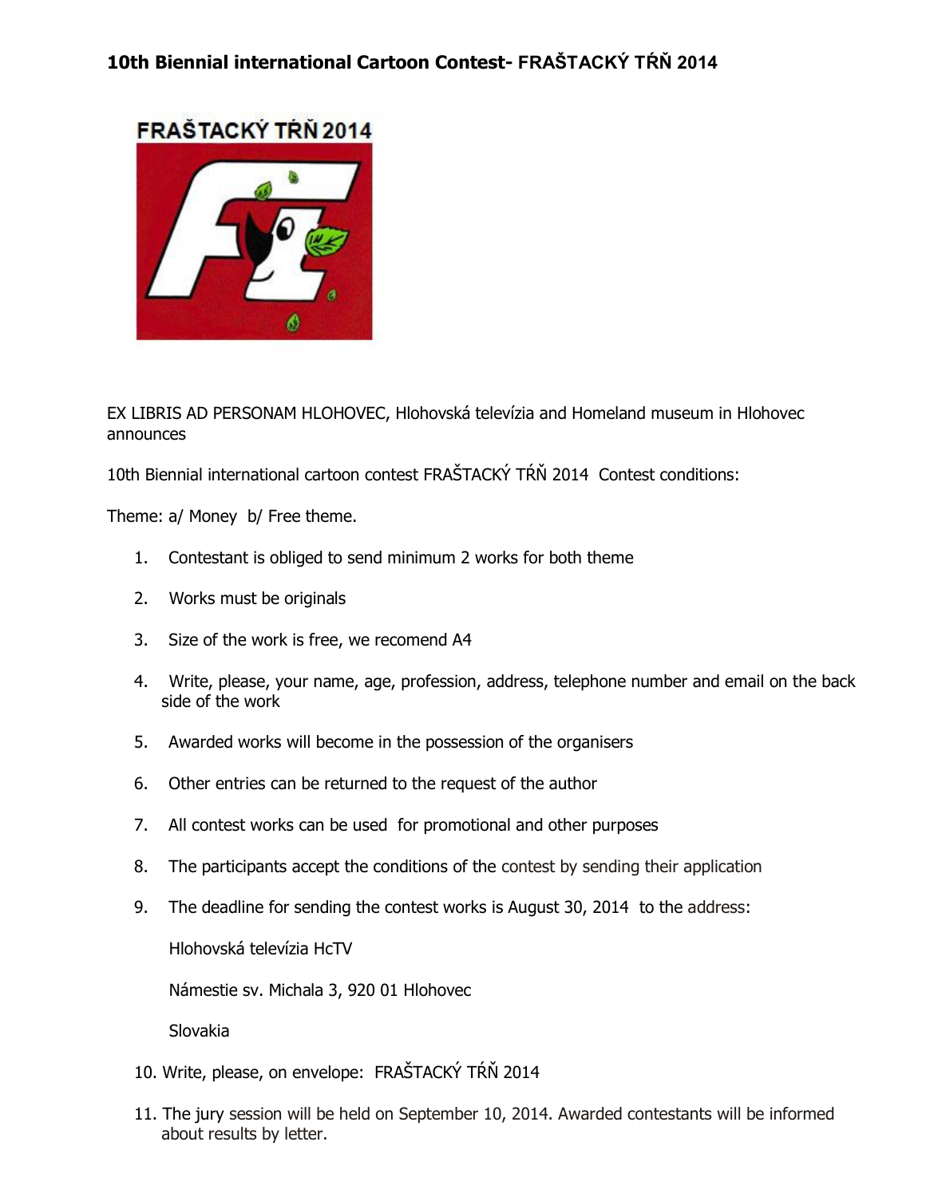# 10th Biennial international Cartoon Contest- FRAŠTACKÝ TŔŇ 2014

EX LIBRIS AD PERSONAM HLOHOVEC, Hlohovská televízia and Homeland museum in Hlohovec announces

10th Biennial international cartoon contest FRAŠTACKÝ TŔŇ 2014 Contest conditions:

Theme: a/ Money b/ Free theme.

1. Contestant is obliged to send minimum 2 works for both theme
2. Works must be originals
3. Size of the work is free, we recomend A4
4. Write, please, your name, age, profession, address, telephone number and email on the back side of the work
5. Awarded works will become in the possession of the organisers
6. Other entries can be returned to the request of the author
7. All contest works can be used for promotional and other purposes
8. The participants accept the conditions of the contest by sending their application
9. The deadline for sending the contest works is August 30, 2014 to the address:

   Hlohovská televízia HcTV

   Námestie sv. Michala 3, 920 01 Hlohovec

   Slovakia

10. Write, please, on envelope: FRAŠTACKÝ TŔŇ 2014
11. The jury session will be held on September 10, 2014. Awarded contestants will be informed about results by letter.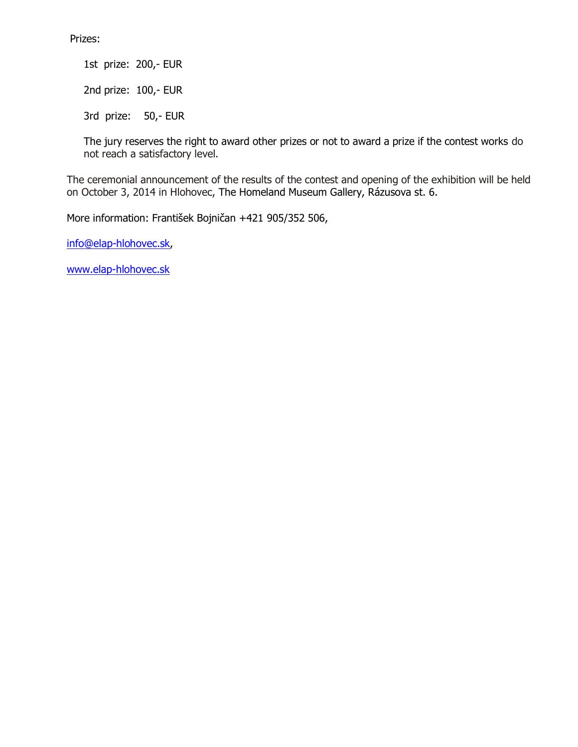Prizes:

1st prize: 200,- EUR

2nd prize: 100,- EUR

3rd prize: 50,- EUR

The jury reserves the right to award other prizes or not to award a prize if the contest works do not reach a satisfactory level.

The ceremonial announcement of the results of the contest and opening of the exhibition will be held on October 3, 2014 in Hlohovec, The Homeland Museum Gallery, Rázusova st. 6.

More information: František Bojničan +421 905/352 506,

info@elap-hlohovec.sk,

www.elap-hlohovec.sk